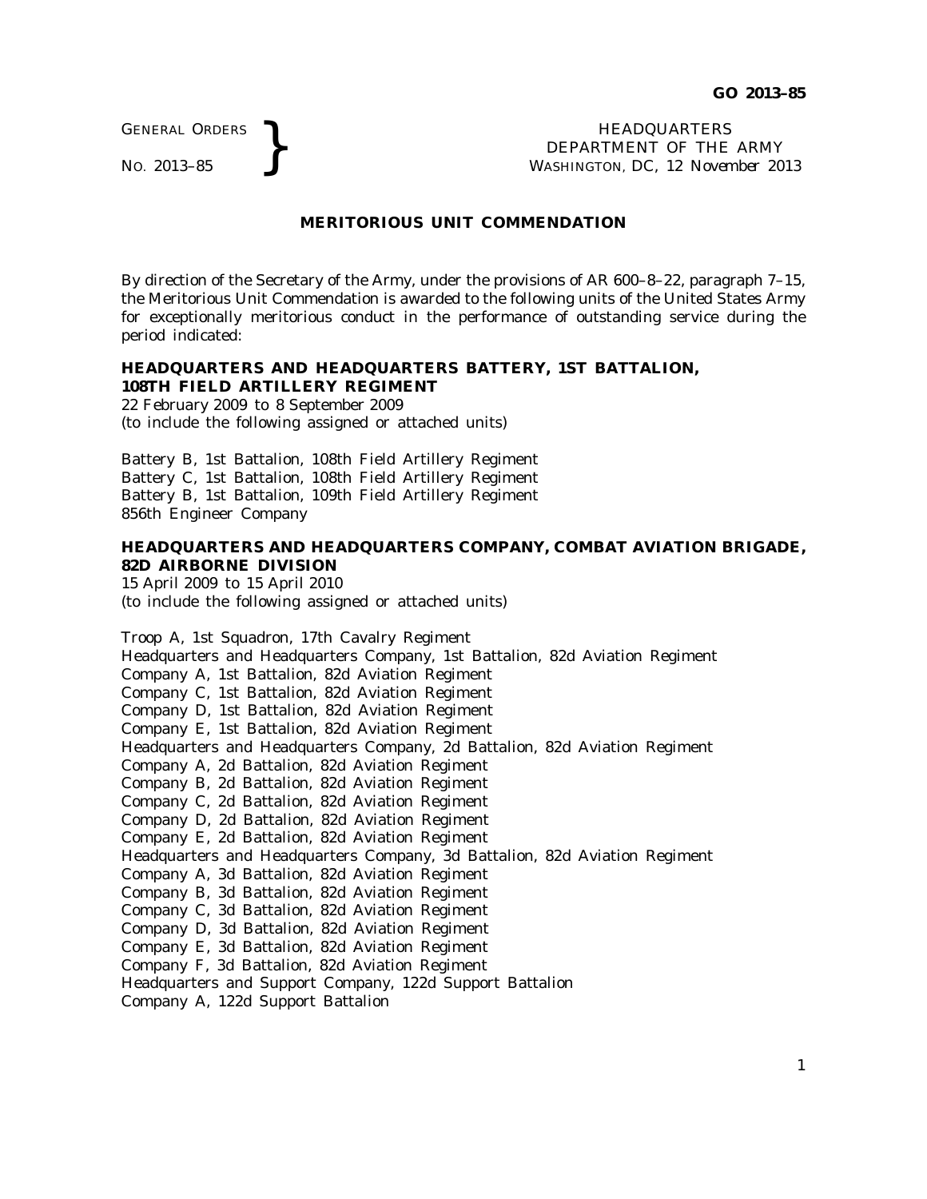GENERAL ORDERS
NO. 2013–85

HEADQUARTERS
DEPARTMENT OF THE ARMY
WASHINGTON, DC, *12 November 2013*

## MERITORIOUS UNIT COMMENDATION

By direction of the Secretary of the Army, under the provisions of AR 600–8–22, paragraph 7–15, the Meritorious Unit Commendation is awarded to the following units of the United States Army for exceptionally meritorious conduct in the performance of outstanding service during the period indicated:

**HEADQUARTERS AND HEADQUARTERS BATTERY, 1ST BATTALION, 108TH FIELD ARTILLERY REGIMENT**
22 February 2009 to 8 September 2009
(to include the following assigned or attached units)

Battery B, 1st Battalion, 108th Field Artillery Regiment
Battery C, 1st Battalion, 108th Field Artillery Regiment
Battery B, 1st Battalion, 109th Field Artillery Regiment
856th Engineer Company

**HEADQUARTERS AND HEADQUARTERS COMPANY, COMBAT AVIATION BRIGADE, 82D AIRBORNE DIVISION**
15 April 2009 to 15 April 2010
(to include the following assigned or attached units)

Troop A, 1st Squadron, 17th Cavalry Regiment
Headquarters and Headquarters Company, 1st Battalion, 82d Aviation Regiment
Company A, 1st Battalion, 82d Aviation Regiment
Company C, 1st Battalion, 82d Aviation Regiment
Company D, 1st Battalion, 82d Aviation Regiment
Company E, 1st Battalion, 82d Aviation Regiment
Headquarters and Headquarters Company, 2d Battalion, 82d Aviation Regiment
Company A, 2d Battalion, 82d Aviation Regiment
Company B, 2d Battalion, 82d Aviation Regiment
Company C, 2d Battalion, 82d Aviation Regiment
Company D, 2d Battalion, 82d Aviation Regiment
Company E, 2d Battalion, 82d Aviation Regiment
Headquarters and Headquarters Company, 3d Battalion, 82d Aviation Regiment
Company A, 3d Battalion, 82d Aviation Regiment
Company B, 3d Battalion, 82d Aviation Regiment
Company C, 3d Battalion, 82d Aviation Regiment
Company D, 3d Battalion, 82d Aviation Regiment
Company E, 3d Battalion, 82d Aviation Regiment
Company F, 3d Battalion, 82d Aviation Regiment
Headquarters and Support Company, 122d Support Battalion
Company A, 122d Support Battalion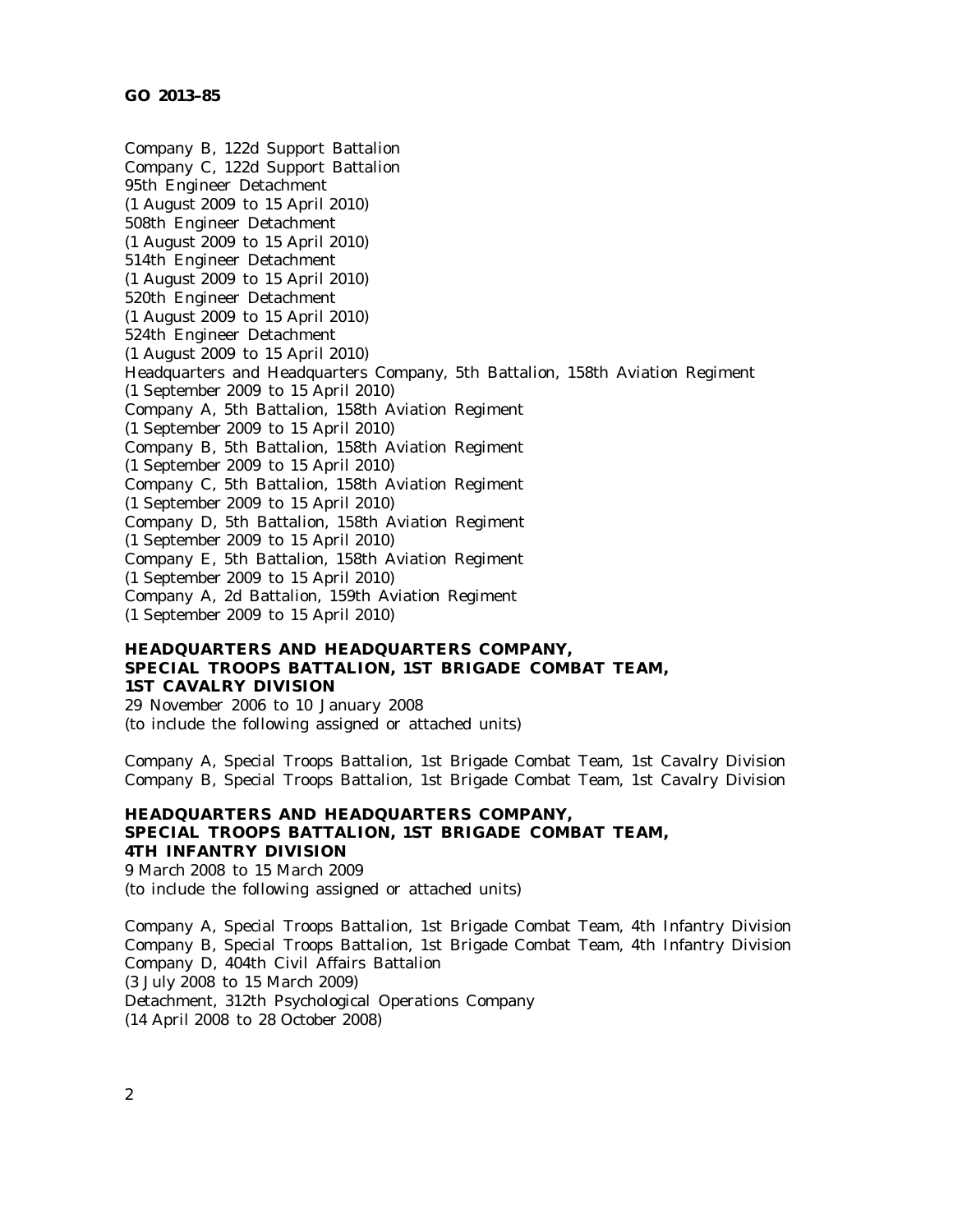Company B, 122d Support Battalion
Company C, 122d Support Battalion
95th Engineer Detachment
(1 August 2009 to 15 April 2010)
508th Engineer Detachment
(1 August 2009 to 15 April 2010)
514th Engineer Detachment
(1 August 2009 to 15 April 2010)
520th Engineer Detachment
(1 August 2009 to 15 April 2010)
524th Engineer Detachment
(1 August 2009 to 15 April 2010)
Headquarters and Headquarters Company, 5th Battalion, 158th Aviation Regiment
(1 September 2009 to 15 April 2010)
Company A, 5th Battalion, 158th Aviation Regiment
(1 September 2009 to 15 April 2010)
Company B, 5th Battalion, 158th Aviation Regiment
(1 September 2009 to 15 April 2010)
Company C, 5th Battalion, 158th Aviation Regiment
(1 September 2009 to 15 April 2010)
Company D, 5th Battalion, 158th Aviation Regiment
(1 September 2009 to 15 April 2010)
Company E, 5th Battalion, 158th Aviation Regiment
(1 September 2009 to 15 April 2010)
Company A, 2d Battalion, 159th Aviation Regiment
(1 September 2009 to 15 April 2010)

**HEADQUARTERS AND HEADQUARTERS COMPANY, SPECIAL TROOPS BATTALION, 1ST BRIGADE COMBAT TEAM, 1ST CAVALRY DIVISION**
29 November 2006 to 10 January 2008
(to include the following assigned or attached units)

Company A, Special Troops Battalion, 1st Brigade Combat Team, 1st Cavalry Division
Company B, Special Troops Battalion, 1st Brigade Combat Team, 1st Cavalry Division

**HEADQUARTERS AND HEADQUARTERS COMPANY, SPECIAL TROOPS BATTALION, 1ST BRIGADE COMBAT TEAM, 4TH INFANTRY DIVISION**
9 March 2008 to 15 March 2009
(to include the following assigned or attached units)

Company A, Special Troops Battalion, 1st Brigade Combat Team, 4th Infantry Division
Company B, Special Troops Battalion, 1st Brigade Combat Team, 4th Infantry Division
Company D, 404th Civil Affairs Battalion
(3 July 2008 to 15 March 2009)
Detachment, 312th Psychological Operations Company
(14 April 2008 to 28 October 2008)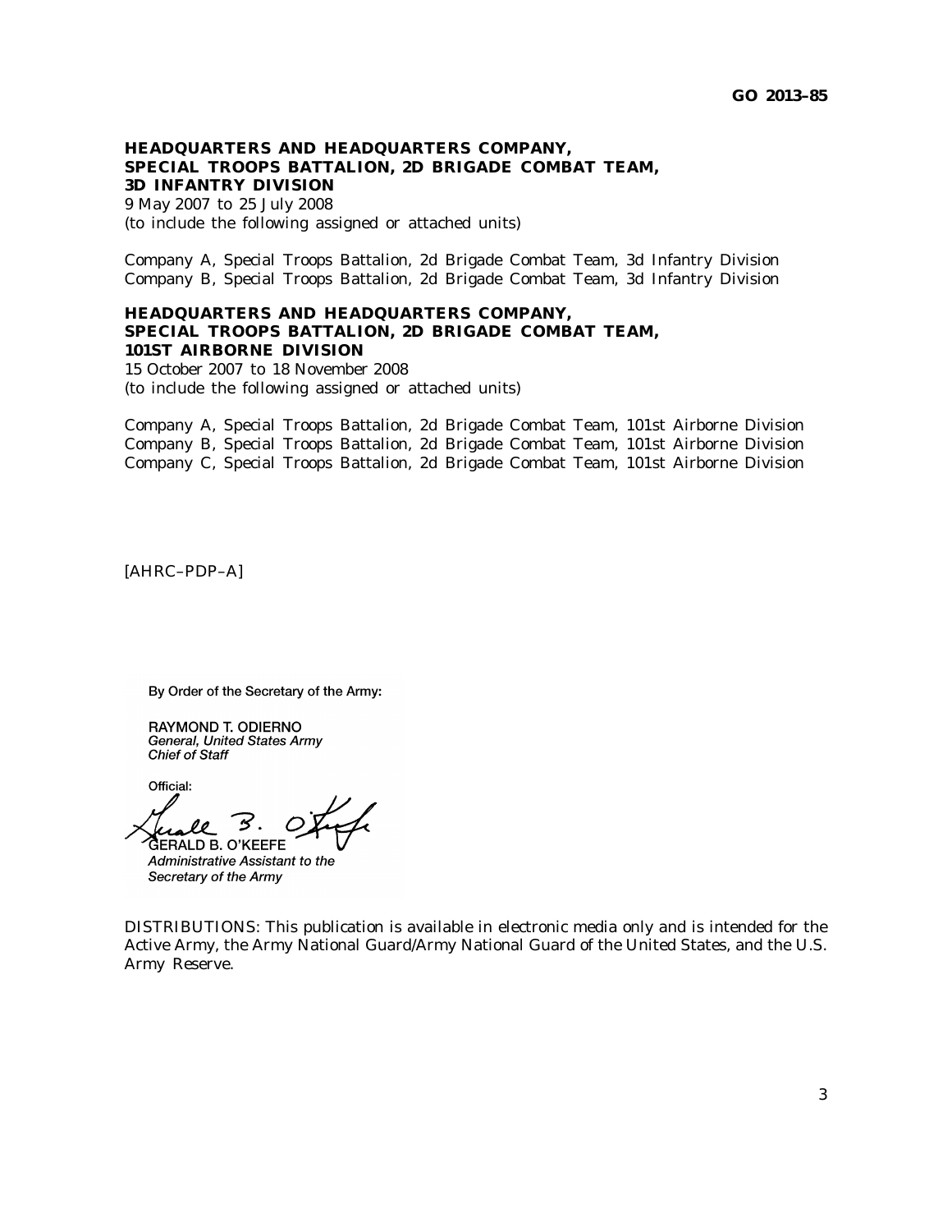**HEADQUARTERS AND HEADQUARTERS COMPANY, SPECIAL TROOPS BATTALION, 2D BRIGADE COMBAT TEAM, 3D INFANTRY DIVISION**
9 May 2007 to 25 July 2008
(to include the following assigned or attached units)

Company A, Special Troops Battalion, 2d Brigade Combat Team, 3d Infantry Division
Company B, Special Troops Battalion, 2d Brigade Combat Team, 3d Infantry Division

**HEADQUARTERS AND HEADQUARTERS COMPANY, SPECIAL TROOPS BATTALION, 2D BRIGADE COMBAT TEAM, 101ST AIRBORNE DIVISION**
15 October 2007 to 18 November 2008
(to include the following assigned or attached units)

Company A, Special Troops Battalion, 2d Brigade Combat Team, 101st Airborne Division
Company B, Special Troops Battalion, 2d Brigade Combat Team, 101st Airborne Division
Company C, Special Troops Battalion, 2d Brigade Combat Team, 101st Airborne Division

[AHRC–PDP–A]

By Order of the Secretary of the Army:

RAYMOND T. ODIERNO
*General, United States Army*
*Chief of Staff*

Official:

GERALD B. O'KEEFE
*Administrative Assistant to the Secretary of the Army*

DISTRIBUTIONS: This publication is available in electronic media only and is intended for the Active Army, the Army National Guard/Army National Guard of the United States, and the U.S. Army Reserve.